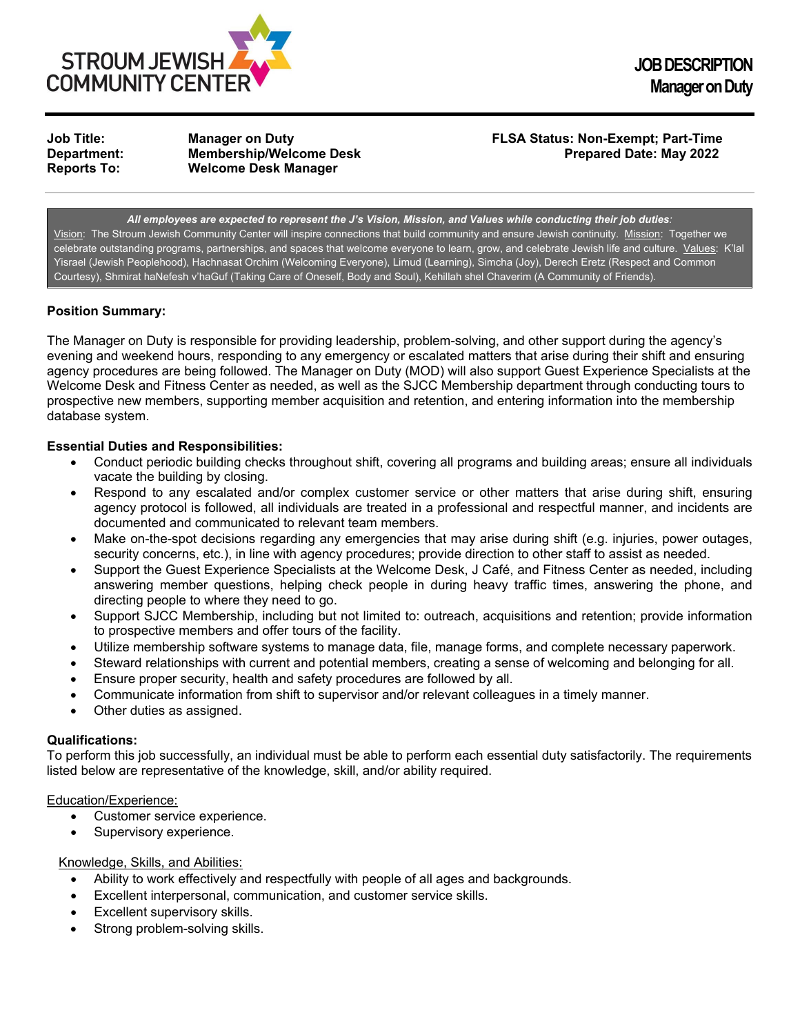STROUM JEWISH COMMUNITY CENTER

# JOB DESCRIPTION
## Manager on Duty

| | | |
|---|---|---|
| **Job Title:** | **Manager on Duty** | **FLSA Status: Non-Exempt; Part-Time** |
| **Department:** | **Membership/Welcome Desk** | **Prepared Date: May 2022** |
| **Reports To:** | **Welcome Desk Manager** | |

***All employees are expected to represent the J's Vision, Mission, and Values while conducting their job duties:***
Vision: The Stroum Jewish Community Center will inspire connections that build community and ensure Jewish continuity. Mission: Together we celebrate outstanding programs, partnerships, and spaces that welcome everyone to learn, grow, and celebrate Jewish life and culture. Values: K'lal Yisrael (Jewish Peoplehood), Hachnasat Orchim (Welcoming Everyone), Limud (Learning), Simcha (Joy), Derech Eretz (Respect and Common Courtesy), Shmirat haNefesh v'haGuf (Taking Care of Oneself, Body and Soul), Kehillah shel Chaverim (A Community of Friends).

**Position Summary:**

The Manager on Duty is responsible for providing leadership, problem-solving, and other support during the agency's evening and weekend hours, responding to any emergency or escalated matters that arise during their shift and ensuring agency procedures are being followed. The Manager on Duty (MOD) will also support Guest Experience Specialists at the Welcome Desk and Fitness Center as needed, as well as the SJCC Membership department through conducting tours to prospective new members, supporting member acquisition and retention, and entering information into the membership database system.

**Essential Duties and Responsibilities:**

- Conduct periodic building checks throughout shift, covering all programs and building areas; ensure all individuals vacate the building by closing.
- Respond to any escalated and/or complex customer service or other matters that arise during shift, ensuring agency protocol is followed, all individuals are treated in a professional and respectful manner, and incidents are documented and communicated to relevant team members.
- Make on-the-spot decisions regarding any emergencies that may arise during shift (e.g. injuries, power outages, security concerns, etc.), in line with agency procedures; provide direction to other staff to assist as needed.
- Support the Guest Experience Specialists at the Welcome Desk, J Café, and Fitness Center as needed, including answering member questions, helping check people in during heavy traffic times, answering the phone, and directing people to where they need to go.
- Support SJCC Membership, including but not limited to: outreach, acquisitions and retention; provide information to prospective members and offer tours of the facility.
- Utilize membership software systems to manage data, file, manage forms, and complete necessary paperwork.
- Steward relationships with current and potential members, creating a sense of welcoming and belonging for all.
- Ensure proper security, health and safety procedures are followed by all.
- Communicate information from shift to supervisor and/or relevant colleagues in a timely manner.
- Other duties as assigned.

**Qualifications:**
To perform this job successfully, an individual must be able to perform each essential duty satisfactorily. The requirements listed below are representative of the knowledge, skill, and/or ability required.

Education/Experience:

- Customer service experience.
- Supervisory experience.

Knowledge, Skills, and Abilities:

- Ability to work effectively and respectfully with people of all ages and backgrounds.
- Excellent interpersonal, communication, and customer service skills.
- Excellent supervisory skills.
- Strong problem-solving skills.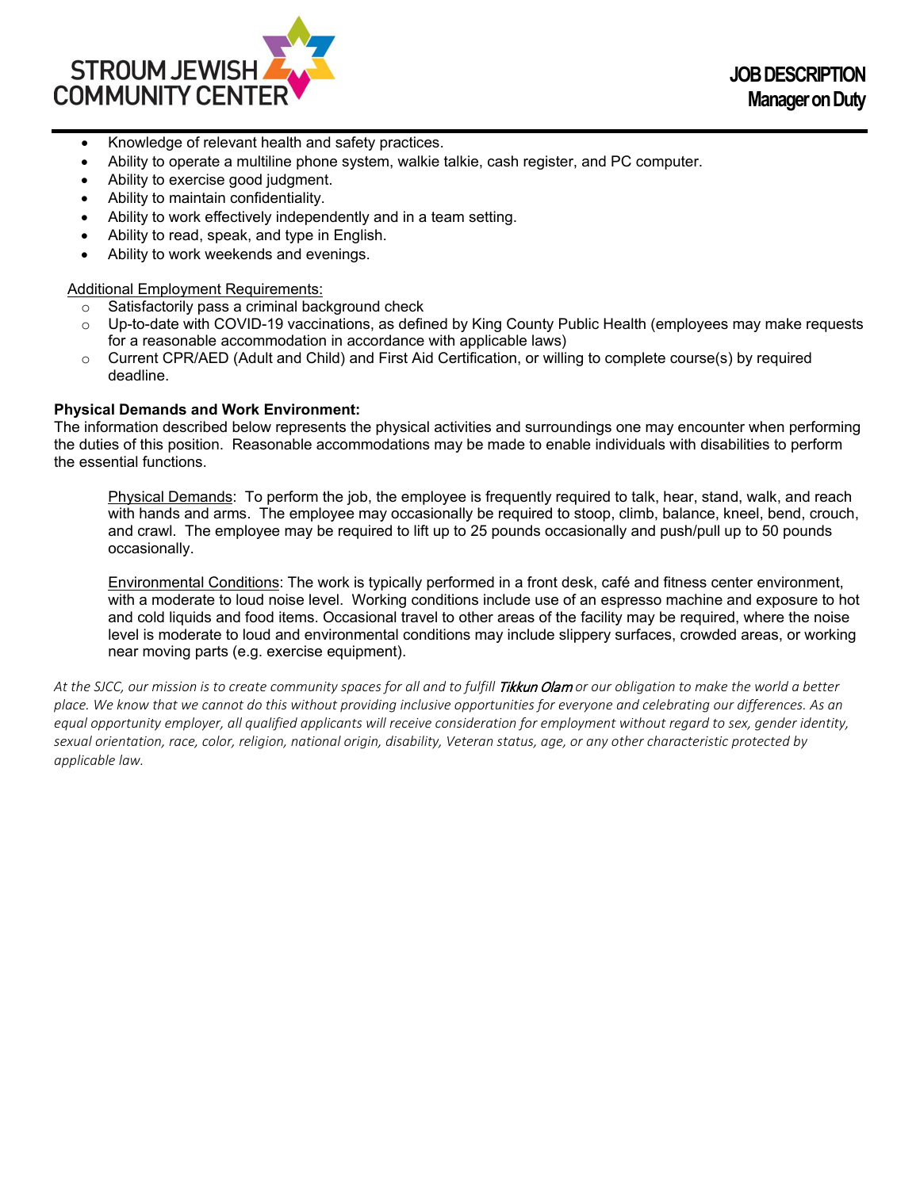- Knowledge of relevant health and safety practices.
- Ability to operate a multiline phone system, walkie talkie, cash register, and PC computer.
- Ability to exercise good judgment.
- Ability to maintain confidentiality.
- Ability to work effectively independently and in a team setting.
- Ability to read, speak, and type in English.
- Ability to work weekends and evenings.

Additional Employment Requirements:

- Satisfactorily pass a criminal background check
- Up-to-date with COVID-19 vaccinations, as defined by King County Public Health (employees may make requests for a reasonable accommodation in accordance with applicable laws)
- Current CPR/AED (Adult and Child) and First Aid Certification, or willing to complete course(s) by required deadline.

**Physical Demands and Work Environment:**

The information described below represents the physical activities and surroundings one may encounter when performing the duties of this position. Reasonable accommodations may be made to enable individuals with disabilities to perform the essential functions.

Physical Demands: To perform the job, the employee is frequently required to talk, hear, stand, walk, and reach with hands and arms. The employee may occasionally be required to stoop, climb, balance, kneel, bend, crouch, and crawl. The employee may be required to lift up to 25 pounds occasionally and push/pull up to 50 pounds occasionally.

Environmental Conditions: The work is typically performed in a front desk, café and fitness center environment, with a moderate to loud noise level. Working conditions include use of an espresso machine and exposure to hot and cold liquids and food items. Occasional travel to other areas of the facility may be required, where the noise level is moderate to loud and environmental conditions may include slippery surfaces, crowded areas, or working near moving parts (e.g. exercise equipment).

*At the SJCC, our mission is to create community spaces for all and to fulfill **Tikkun Olam** or our obligation to make the world a better place. We know that we cannot do this without providing inclusive opportunities for everyone and celebrating our differences. As an equal opportunity employer, all qualified applicants will receive consideration for employment without regard to sex, gender identity, sexual orientation, race, color, religion, national origin, disability, Veteran status, age, or any other characteristic protected by applicable law.*